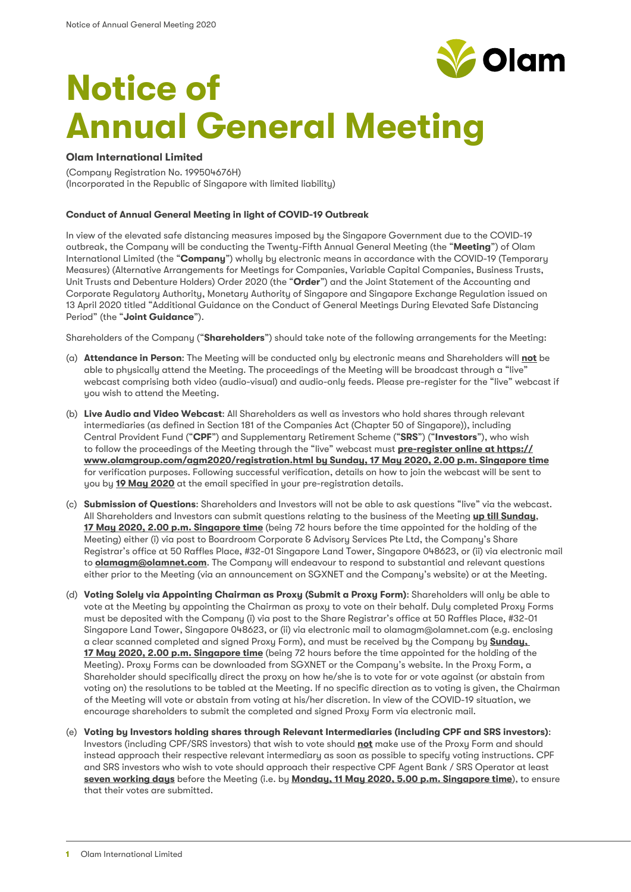# Notice of Annual General Meeting

**Olam International Limited**

(Company Registration No. 199504676H)
(Incorporated in the Republic of Singapore with limited liability)

**Conduct of Annual General Meeting in light of COVID-19 Outbreak**

In view of the elevated safe distancing measures imposed by the Singapore Government due to the COVID-19 outbreak, the Company will be conducting the Twenty-Fifth Annual General Meeting (the "**Meeting**") of Olam International Limited (the "**Company**") wholly by electronic means in accordance with the COVID-19 (Temporary Measures) (Alternative Arrangements for Meetings for Companies, Variable Capital Companies, Business Trusts, Unit Trusts and Debenture Holders) Order 2020 (the "**Order**") and the Joint Statement of the Accounting and Corporate Regulatory Authority, Monetary Authority of Singapore and Singapore Exchange Regulation issued on 13 April 2020 titled "Additional Guidance on the Conduct of General Meetings During Elevated Safe Distancing Period" (the "**Joint Guidance**").

Shareholders of the Company ("**Shareholders**") should take note of the following arrangements for the Meeting:

(a) **Attendance in Person**: The Meeting will be conducted only by electronic means and Shareholders will **not** be able to physically attend the Meeting. The proceedings of the Meeting will be broadcast through a "live" webcast comprising both video (audio-visual) and audio-only feeds. Please pre-register for the "live" webcast if you wish to attend the Meeting.

(b) **Live Audio and Video Webcast**: All Shareholders as well as investors who hold shares through relevant intermediaries (as defined in Section 181 of the Companies Act (Chapter 50 of Singapore)), including Central Provident Fund ("**CPF**") and Supplementary Retirement Scheme ("**SRS**") ("**Investors**"), who wish to follow the proceedings of the Meeting through the "live" webcast must **pre-register online at https://www.olamgroup.com/agm2020/registration.html by Sunday, 17 May 2020, 2.00 p.m. Singapore time** for verification purposes. Following successful verification, details on how to join the webcast will be sent to you by **19 May 2020** at the email specified in your pre-registration details.

(c) **Submission of Questions**: Shareholders and Investors will not be able to ask questions "live" via the webcast. All Shareholders and Investors can submit questions relating to the business of the Meeting **up till Sunday, 17 May 2020, 2.00 p.m. Singapore time** (being 72 hours before the time appointed for the holding of the Meeting) either (i) via post to Boardroom Corporate & Advisory Services Pte Ltd, the Company's Share Registrar's office at 50 Raffles Place, #32-01 Singapore Land Tower, Singapore 048623, or (ii) via electronic mail to **olamagm@olamnet.com**. The Company will endeavour to respond to substantial and relevant questions either prior to the Meeting (via an announcement on SGXNET and the Company's website) or at the Meeting.

(d) **Voting Solely via Appointing Chairman as Proxy (Submit a Proxy Form)**: Shareholders will only be able to vote at the Meeting by appointing the Chairman as proxy to vote on their behalf. Duly completed Proxy Forms must be deposited with the Company (i) via post to the Share Registrar's office at 50 Raffles Place, #32-01 Singapore Land Tower, Singapore 048623, or (ii) via electronic mail to olamagm@olamnet.com (e.g. enclosing a clear scanned completed and signed Proxy Form), and must be received by the Company by **Sunday, 17 May 2020, 2.00 p.m. Singapore time** (being 72 hours before the time appointed for the holding of the Meeting). Proxy Forms can be downloaded from SGXNET or the Company's website. In the Proxy Form, a Shareholder should specifically direct the proxy on how he/she is to vote for or vote against (or abstain from voting on) the resolutions to be tabled at the Meeting. If no specific direction as to voting is given, the Chairman of the Meeting will vote or abstain from voting at his/her discretion. In view of the COVID-19 situation, we encourage shareholders to submit the completed and signed Proxy Form via electronic mail.

(e) **Voting by Investors holding shares through Relevant Intermediaries (including CPF and SRS investors)**: Investors (including CPF/SRS investors) that wish to vote should **not** make use of the Proxy Form and should instead approach their respective relevant intermediary as soon as possible to specify voting instructions. CPF and SRS investors who wish to vote should approach their respective CPF Agent Bank / SRS Operator at least **seven working days** before the Meeting (i.e. by **Monday, 11 May 2020, 5.00 p.m. Singapore time**), to ensure that their votes are submitted.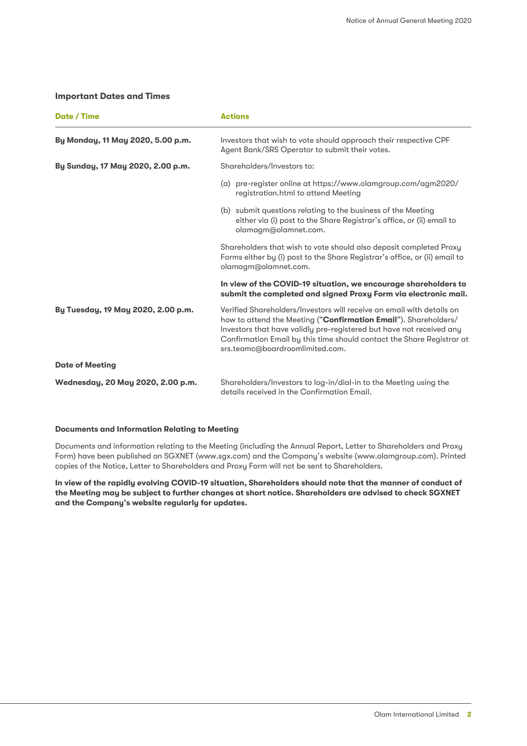### Important Dates and Times

| Date / Time | Actions |
|---|---|
| **By Monday, 11 May 2020, 5.00 p.m.** | Investors that wish to vote should approach their respective CPF Agent Bank/SRS Operator to submit their votes. |
| **By Sunday, 17 May 2020, 2.00 p.m.** | Shareholders/Investors to:<br>(a) pre-register online at https://www.olamgroup.com/agm2020/registration.html to attend Meeting<br>(b) submit questions relating to the business of the Meeting either via (i) post to the Share Registrar's office, or (ii) email to olamagm@olamnet.com.<br>Shareholders that wish to vote should also deposit completed Proxy Forms either by (i) post to the Share Registrar's office, or (ii) email to olamagm@olamnet.com.<br>**In view of the COVID-19 situation, we encourage shareholders to submit the completed and signed Proxy Form via electronic mail.** |
| **By Tuesday, 19 May 2020, 2.00 p.m.** | Verified Shareholders/Investors will receive an email with details on how to attend the Meeting ("**Confirmation Email**"). Shareholders/Investors that have validly pre-registered but have not received any Confirmation Email by this time should contact the Share Registrar at srs.teamc@boardroomlimited.com. |
| **Date of Meeting** | |
| **Wednesday, 20 May 2020, 2.00 p.m.** | Shareholders/Investors to log-in/dial-in to the Meeting using the details received in the Confirmation Email. |

#### Documents and Information Relating to Meeting

Documents and information relating to the Meeting (including the Annual Report, Letter to Shareholders and Proxy Form) have been published on SGXNET (www.sgx.com) and the Company's website (www.olamgroup.com). Printed copies of the Notice, Letter to Shareholders and Proxy Form will not be sent to Shareholders.

**In view of the rapidly evolving COVID-19 situation, Shareholders should note that the manner of conduct of the Meeting may be subject to further changes at short notice. Shareholders are advised to check SGXNET and the Company's website regularly for updates.**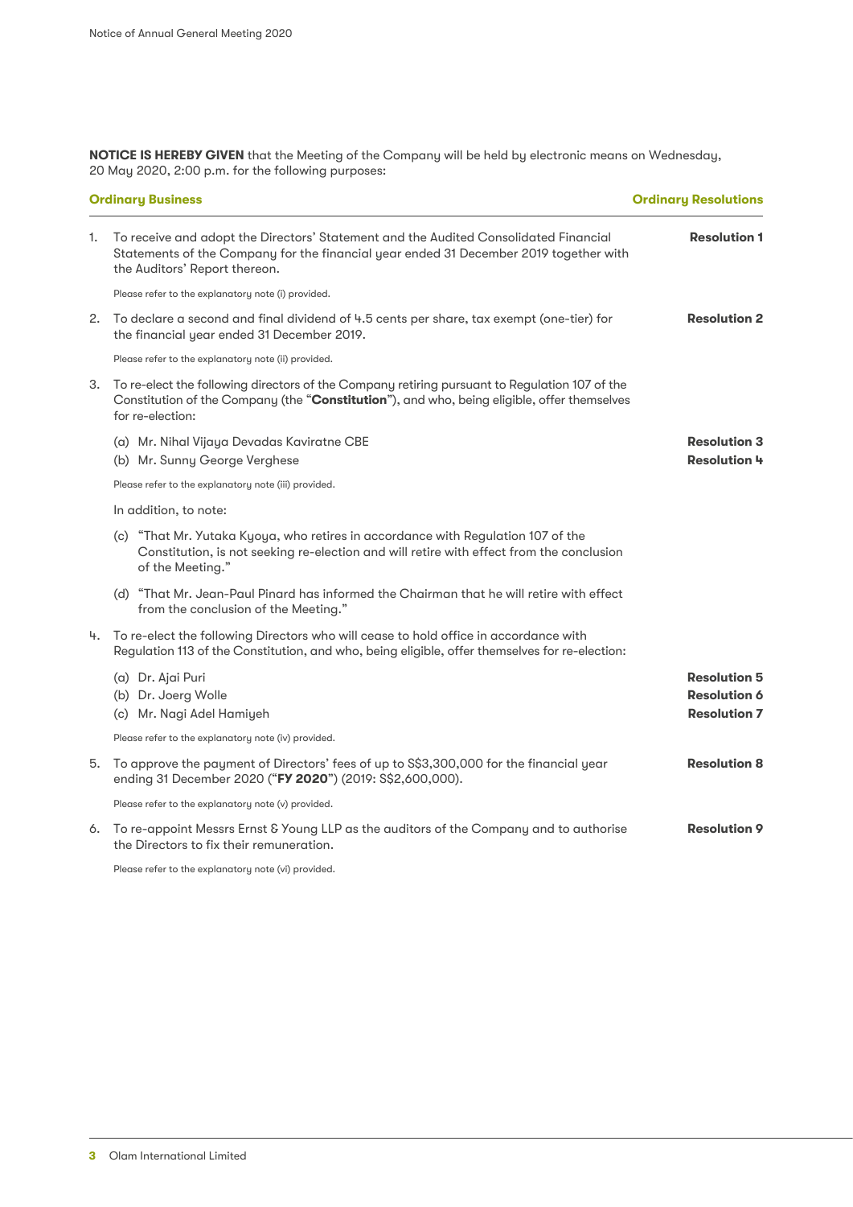**NOTICE IS HEREBY GIVEN** that the Meeting of the Company will be held by electronic means on Wednesday, 20 May 2020, 2:00 p.m. for the following purposes:

| Ordinary Business | Ordinary Resolutions |
|---|---|
| 1. To receive and adopt the Directors' Statement and the Audited Consolidated Financial Statements of the Company for the financial year ended 31 December 2019 together with the Auditors' Report thereon. | **Resolution 1** |
| Please refer to the explanatory note (i) provided. | |
| 2. To declare a second and final dividend of 4.5 cents per share, tax exempt (one-tier) for the financial year ended 31 December 2019. | **Resolution 2** |
| Please refer to the explanatory note (ii) provided. | |
| 3. To re-elect the following directors of the Company retiring pursuant to Regulation 107 of the Constitution of the Company (the "**Constitution**"), and who, being eligible, offer themselves for re-election: | |
| (a) Mr. Nihal Vijaya Devadas Kaviratne CBE | **Resolution 3** |
| (b) Mr. Sunny George Verghese | **Resolution 4** |
| Please refer to the explanatory note (iii) provided. | |
| In addition, to note: | |
| (c) "That Mr. Yutaka Kyoya, who retires in accordance with Regulation 107 of the Constitution, is not seeking re-election and will retire with effect from the conclusion of the Meeting." | |
| (d) "That Mr. Jean-Paul Pinard has informed the Chairman that he will retire with effect from the conclusion of the Meeting." | |
| 4. To re-elect the following Directors who will cease to hold office in accordance with Regulation 113 of the Constitution, and who, being eligible, offer themselves for re-election: | |
| (a) Dr. Ajai Puri | **Resolution 5** |
| (b) Dr. Joerg Wolle | **Resolution 6** |
| (c) Mr. Nagi Adel Hamiyeh | **Resolution 7** |
| Please refer to the explanatory note (iv) provided. | |
| 5. To approve the payment of Directors' fees of up to S$3,300,000 for the financial year ending 31 December 2020 ("**FY 2020**") (2019: S$2,600,000). | **Resolution 8** |
| Please refer to the explanatory note (v) provided. | |
| 6. To re-appoint Messrs Ernst & Young LLP as the auditors of the Company and to authorise the Directors to fix their remuneration. | **Resolution 9** |
| Please refer to the explanatory note (vi) provided. | |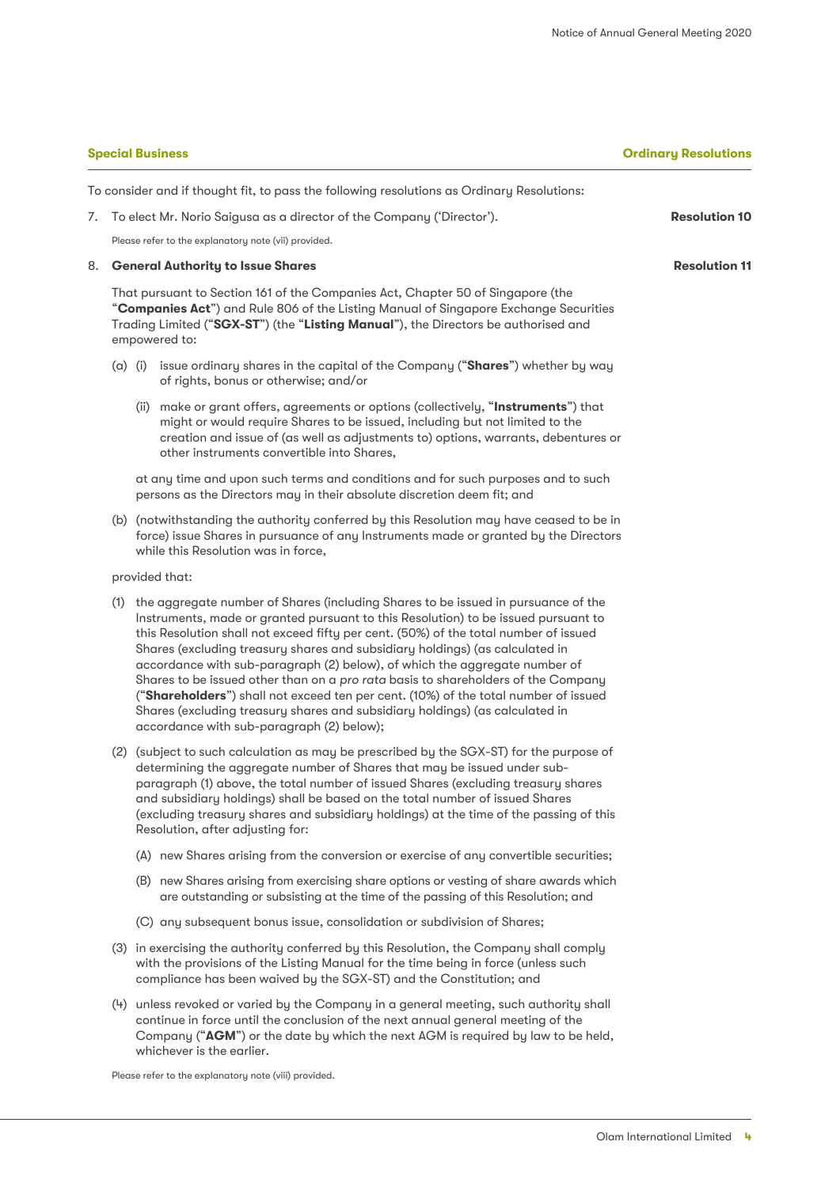**Special Business** **Ordinary Resolutions**

To consider and if thought fit, to pass the following resolutions as Ordinary Resolutions:

7. To elect Mr. Norio Saigusa as a director of the Company ('Director'). **Resolution 10**

   Please refer to the explanatory note (vii) provided.

8. **General Authority to Issue Shares** **Resolution 11**

   That pursuant to Section 161 of the Companies Act, Chapter 50 of Singapore (the "**Companies Act**") and Rule 806 of the Listing Manual of Singapore Exchange Securities Trading Limited ("**SGX-ST**") (the "**Listing Manual**"), the Directors be authorised and empowered to:

   (a) (i) issue ordinary shares in the capital of the Company ("**Shares**") whether by way of rights, bonus or otherwise; and/or

   (ii) make or grant offers, agreements or options (collectively, "**Instruments**") that might or would require Shares to be issued, including but not limited to the creation and issue of (as well as adjustments to) options, warrants, debentures or other instruments convertible into Shares,

   at any time and upon such terms and conditions and for such purposes and to such persons as the Directors may in their absolute discretion deem fit; and

   (b) (notwithstanding the authority conferred by this Resolution may have ceased to be in force) issue Shares in pursuance of any Instruments made or granted by the Directors while this Resolution was in force,

   provided that:

   (1) the aggregate number of Shares (including Shares to be issued in pursuance of the Instruments, made or granted pursuant to this Resolution) to be issued pursuant to this Resolution shall not exceed fifty per cent. (50%) of the total number of issued Shares (excluding treasury shares and subsidiary holdings) (as calculated in accordance with sub-paragraph (2) below), of which the aggregate number of Shares to be issued other than on a *pro rata* basis to shareholders of the Company ("**Shareholders**") shall not exceed ten per cent. (10%) of the total number of issued Shares (excluding treasury shares and subsidiary holdings) (as calculated in accordance with sub-paragraph (2) below);

   (2) (subject to such calculation as may be prescribed by the SGX-ST) for the purpose of determining the aggregate number of Shares that may be issued under sub-paragraph (1) above, the total number of issued Shares (excluding treasury shares and subsidiary holdings) shall be based on the total number of issued Shares (excluding treasury shares and subsidiary holdings) at the time of the passing of this Resolution, after adjusting for:

   (A) new Shares arising from the conversion or exercise of any convertible securities;

   (B) new Shares arising from exercising share options or vesting of share awards which are outstanding or subsisting at the time of the passing of this Resolution; and

   (C) any subsequent bonus issue, consolidation or subdivision of Shares;

   (3) in exercising the authority conferred by this Resolution, the Company shall comply with the provisions of the Listing Manual for the time being in force (unless such compliance has been waived by the SGX-ST) and the Constitution; and

   (4) unless revoked or varied by the Company in a general meeting, such authority shall continue in force until the conclusion of the next annual general meeting of the Company ("**AGM**") or the date by which the next AGM is required by law to be held, whichever is the earlier.

   Please refer to the explanatory note (viii) provided.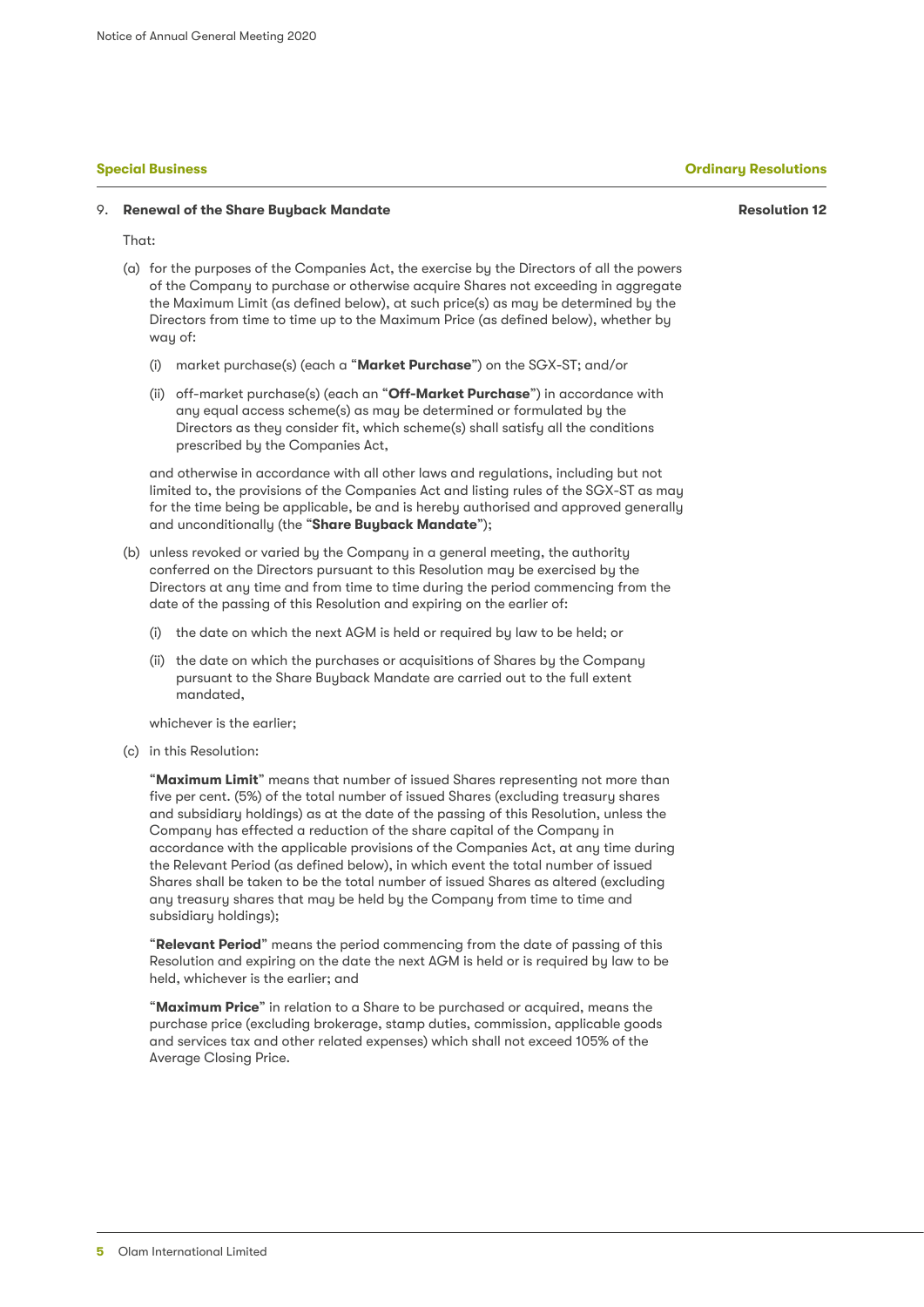**Special Business** | **Ordinary Resolutions**

9. **Renewal of the Share Buyback Mandate** — **Resolution 12**

That:

(a) for the purposes of the Companies Act, the exercise by the Directors of all the powers of the Company to purchase or otherwise acquire Shares not exceeding in aggregate the Maximum Limit (as defined below), at such price(s) as may be determined by the Directors from time to time up to the Maximum Price (as defined below), whether by way of:

  (i) market purchase(s) (each a "**Market Purchase**") on the SGX-ST; and/or

  (ii) off-market purchase(s) (each an "**Off-Market Purchase**") in accordance with any equal access scheme(s) as may be determined or formulated by the Directors as they consider fit, which scheme(s) shall satisfy all the conditions prescribed by the Companies Act,

and otherwise in accordance with all other laws and regulations, including but not limited to, the provisions of the Companies Act and listing rules of the SGX-ST as may for the time being be applicable, be and is hereby authorised and approved generally and unconditionally (the "**Share Buyback Mandate**");

(b) unless revoked or varied by the Company in a general meeting, the authority conferred on the Directors pursuant to this Resolution may be exercised by the Directors at any time and from time to time during the period commencing from the date of the passing of this Resolution and expiring on the earlier of:

  (i) the date on which the next AGM is held or required by law to be held; or

  (ii) the date on which the purchases or acquisitions of Shares by the Company pursuant to the Share Buyback Mandate are carried out to the full extent mandated,

whichever is the earlier;

(c) in this Resolution:

"**Maximum Limit**" means that number of issued Shares representing not more than five per cent. (5%) of the total number of issued Shares (excluding treasury shares and subsidiary holdings) as at the date of the passing of this Resolution, unless the Company has effected a reduction of the share capital of the Company in accordance with the applicable provisions of the Companies Act, at any time during the Relevant Period (as defined below), in which event the total number of issued Shares shall be taken to be the total number of issued Shares as altered (excluding any treasury shares that may be held by the Company from time to time and subsidiary holdings);

"**Relevant Period**" means the period commencing from the date of passing of this Resolution and expiring on the date the next AGM is held or is required by law to be held, whichever is the earlier; and

"**Maximum Price**" in relation to a Share to be purchased or acquired, means the purchase price (excluding brokerage, stamp duties, commission, applicable goods and services tax and other related expenses) which shall not exceed 105% of the Average Closing Price.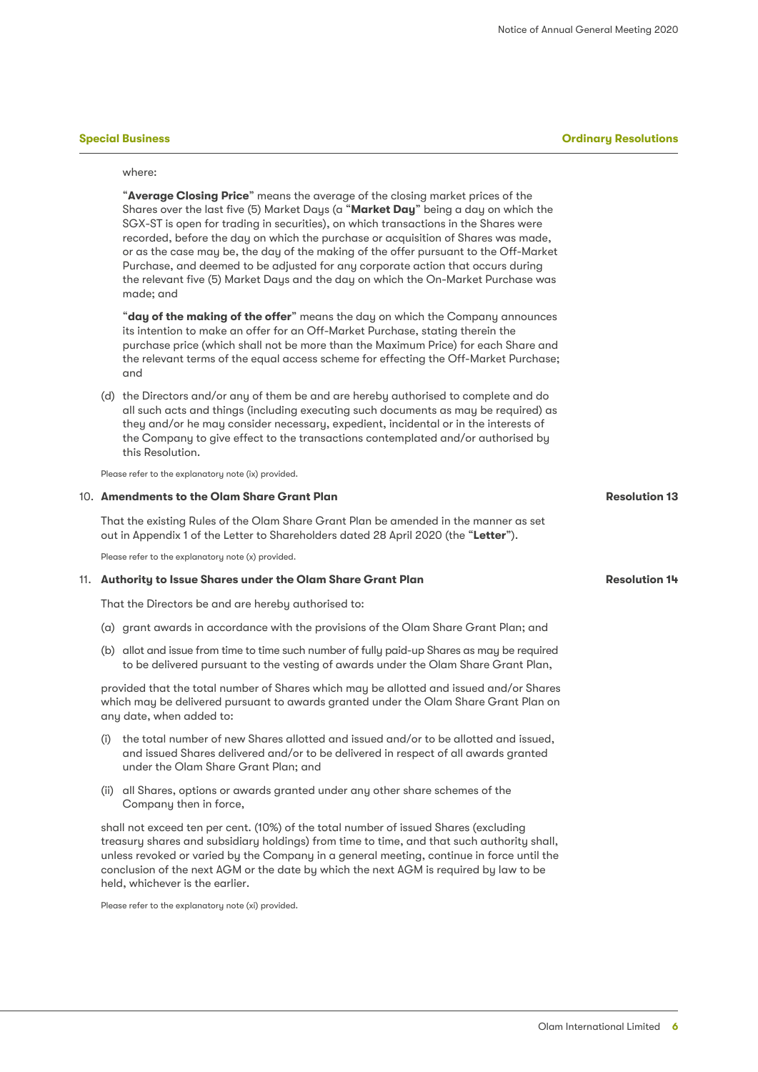**Special Business** **Ordinary Resolutions**

where:

"**Average Closing Price**" means the average of the closing market prices of the Shares over the last five (5) Market Days (a "**Market Day**" being a day on which the SGX-ST is open for trading in securities), on which transactions in the Shares were recorded, before the day on which the purchase or acquisition of Shares was made, or as the case may be, the day of the making of the offer pursuant to the Off-Market Purchase, and deemed to be adjusted for any corporate action that occurs during the relevant five (5) Market Days and the day on which the On-Market Purchase was made; and

"**day of the making of the offer**" means the day on which the Company announces its intention to make an offer for an Off-Market Purchase, stating therein the purchase price (which shall not be more than the Maximum Price) for each Share and the relevant terms of the equal access scheme for effecting the Off-Market Purchase; and

(d) the Directors and/or any of them be and are hereby authorised to complete and do all such acts and things (including executing such documents as may be required) as they and/or he may consider necessary, expedient, incidental or in the interests of the Company to give effect to the transactions contemplated and/or authorised by this Resolution.

Please refer to the explanatory note (ix) provided.

10. **Amendments to the Olam Share Grant Plan** — **Resolution 13**

That the existing Rules of the Olam Share Grant Plan be amended in the manner as set out in Appendix 1 of the Letter to Shareholders dated 28 April 2020 (the "**Letter**").

Please refer to the explanatory note (x) provided.

11. **Authority to Issue Shares under the Olam Share Grant Plan** — **Resolution 14**

That the Directors be and are hereby authorised to:

(a) grant awards in accordance with the provisions of the Olam Share Grant Plan; and

(b) allot and issue from time to time such number of fully paid-up Shares as may be required to be delivered pursuant to the vesting of awards under the Olam Share Grant Plan,

provided that the total number of Shares which may be allotted and issued and/or Shares which may be delivered pursuant to awards granted under the Olam Share Grant Plan on any date, when added to:

(i) the total number of new Shares allotted and issued and/or to be allotted and issued, and issued Shares delivered and/or to be delivered in respect of all awards granted under the Olam Share Grant Plan; and

(ii) all Shares, options or awards granted under any other share schemes of the Company then in force,

shall not exceed ten per cent. (10%) of the total number of issued Shares (excluding treasury shares and subsidiary holdings) from time to time, and that such authority shall, unless revoked or varied by the Company in a general meeting, continue in force until the conclusion of the next AGM or the date by which the next AGM is required by law to be held, whichever is the earlier.

Please refer to the explanatory note (xi) provided.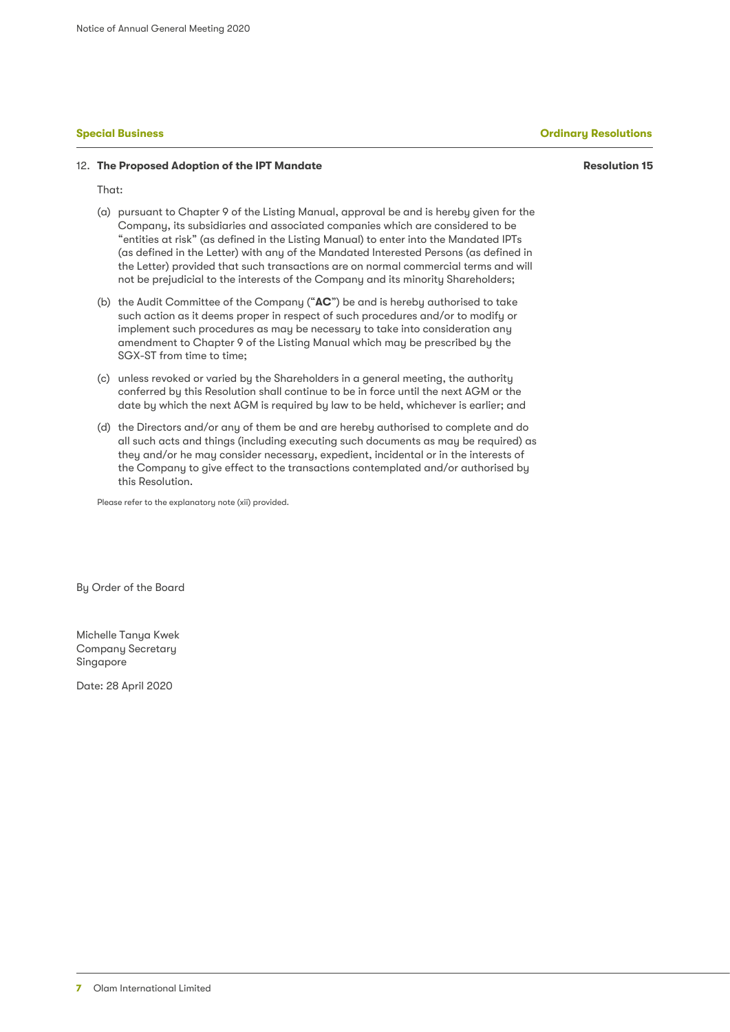**Special Business** **Ordinary Resolutions**

12. **The Proposed Adoption of the IPT Mandate** **Resolution 15**

That:

(a) pursuant to Chapter 9 of the Listing Manual, approval be and is hereby given for the Company, its subsidiaries and associated companies which are considered to be "entities at risk" (as defined in the Listing Manual) to enter into the Mandated IPTs (as defined in the Letter) with any of the Mandated Interested Persons (as defined in the Letter) provided that such transactions are on normal commercial terms and will not be prejudicial to the interests of the Company and its minority Shareholders;

(b) the Audit Committee of the Company ("**AC**") be and is hereby authorised to take such action as it deems proper in respect of such procedures and/or to modify or implement such procedures as may be necessary to take into consideration any amendment to Chapter 9 of the Listing Manual which may be prescribed by the SGX-ST from time to time;

(c) unless revoked or varied by the Shareholders in a general meeting, the authority conferred by this Resolution shall continue to be in force until the next AGM or the date by which the next AGM is required by law to be held, whichever is earlier; and

(d) the Directors and/or any of them be and are hereby authorised to complete and do all such acts and things (including executing such documents as may be required) as they and/or he may consider necessary, expedient, incidental or in the interests of the Company to give effect to the transactions contemplated and/or authorised by this Resolution.

Please refer to the explanatory note (xii) provided.

By Order of the Board

Michelle Tanya Kwek
Company Secretary
Singapore

Date: 28 April 2020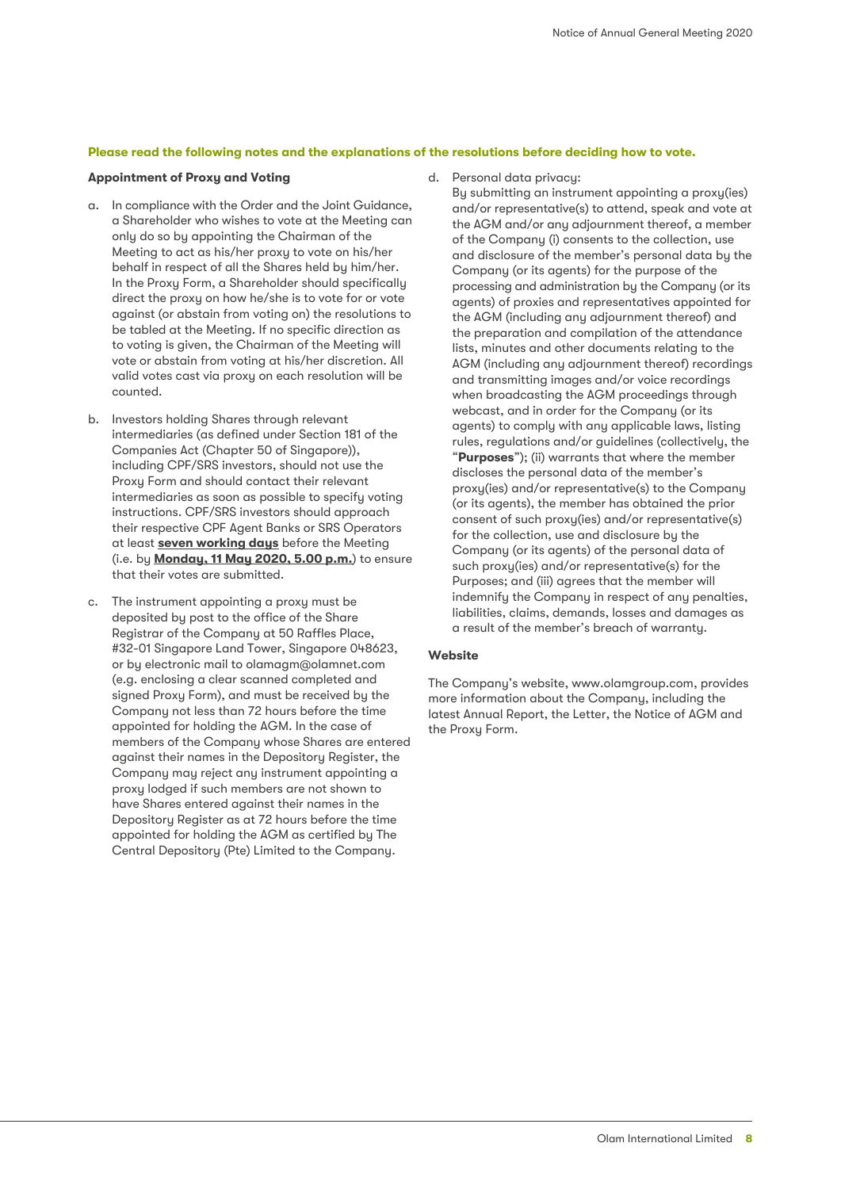**Please read the following notes and the explanations of the resolutions before deciding how to vote.**

**Appointment of Proxy and Voting**

a. In compliance with the Order and the Joint Guidance, a Shareholder who wishes to vote at the Meeting can only do so by appointing the Chairman of the Meeting to act as his/her proxy to vote on his/her behalf in respect of all the Shares held by him/her. In the Proxy Form, a Shareholder should specifically direct the proxy on how he/she is to vote for or vote against (or abstain from voting on) the resolutions to be tabled at the Meeting. If no specific direction as to voting is given, the Chairman of the Meeting will vote or abstain from voting at his/her discretion. All valid votes cast via proxy on each resolution will be counted.

b. Investors holding Shares through relevant intermediaries (as defined under Section 181 of the Companies Act (Chapter 50 of Singapore)), including CPF/SRS investors, should not use the Proxy Form and should contact their relevant intermediaries as soon as possible to specify voting instructions. CPF/SRS investors should approach their respective CPF Agent Banks or SRS Operators at least **seven working days** before the Meeting (i.e. by **Monday, 11 May 2020, 5.00 p.m.**) to ensure that their votes are submitted.

c. The instrument appointing a proxy must be deposited by post to the office of the Share Registrar of the Company at 50 Raffles Place, #32-01 Singapore Land Tower, Singapore 048623, or by electronic mail to olamagm@olamnet.com (e.g. enclosing a clear scanned completed and signed Proxy Form), and must be received by the Company not less than 72 hours before the time appointed for holding the AGM. In the case of members of the Company whose Shares are entered against their names in the Depository Register, the Company may reject any instrument appointing a proxy lodged if such members are not shown to have Shares entered against their names in the Depository Register as at 72 hours before the time appointed for holding the AGM as certified by The Central Depository (Pte) Limited to the Company.

d. Personal data privacy:
By submitting an instrument appointing a proxy(ies) and/or representative(s) to attend, speak and vote at the AGM and/or any adjournment thereof, a member of the Company (i) consents to the collection, use and disclosure of the member's personal data by the Company (or its agents) for the purpose of the processing and administration by the Company (or its agents) of proxies and representatives appointed for the AGM (including any adjournment thereof) and the preparation and compilation of the attendance lists, minutes and other documents relating to the AGM (including any adjournment thereof) recordings and transmitting images and/or voice recordings when broadcasting the AGM proceedings through webcast, and in order for the Company (or its agents) to comply with any applicable laws, listing rules, regulations and/or guidelines (collectively, the "**Purposes**"); (ii) warrants that where the member discloses the personal data of the member's proxy(ies) and/or representative(s) to the Company (or its agents), the member has obtained the prior consent of such proxy(ies) and/or representative(s) for the collection, use and disclosure by the Company (or its agents) of the personal data of such proxy(ies) and/or representative(s) for the Purposes; and (iii) agrees that the member will indemnify the Company in respect of any penalties, liabilities, claims, demands, losses and damages as a result of the member's breach of warranty.

**Website**

The Company's website, www.olamgroup.com, provides more information about the Company, including the latest Annual Report, the Letter, the Notice of AGM and the Proxy Form.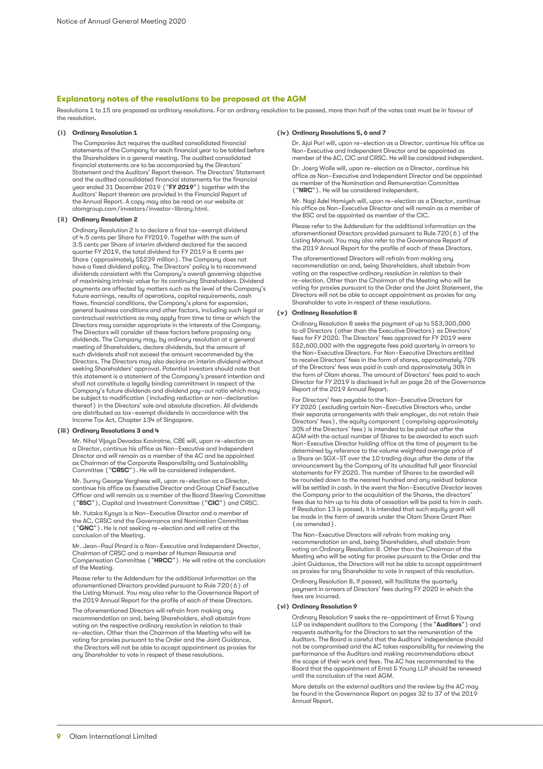## Explanatory notes of the resolutions to be proposed at the AGM

Resolutions 1 to 15 are proposed as ordinary resolutions. For an ordinary resolution to be passed, more than half of the votes cast must be in favour of the resolution.

**(i) Ordinary Resolution 1**

The Companies Act requires the audited consolidated financial statements of the Company for each financial year to be tabled before the Shareholders in a general meeting. The audited consolidated financial statements are to be accompanied by the Directors' Statement and the Auditors' Report thereon. The Directors' Statement and the audited consolidated financial statements for the financial year ended 31 December 2019 ("**FY 2019**") together with the Auditors' Report thereon are provided in the Financial Report of the Annual Report. A copy may also be read on our website at olamgroup.com/investors/investor-library.html.

**(ii) Ordinary Resolution 2**

Ordinary Resolution 2 is to declare a final tax-exempt dividend of 4.5 cents per Share for FY2019. Together with the sum of 3.5 cents per Share of interim dividend declared for the second quarter FY 2019, the total dividend for FY 2019 is 8 cents per Share (approximately S$239 million). The Company does not have a fixed dividend policy. The Directors' policy is to recommend dividends consistent with the Company's overall governing objective of maximising intrinsic value for its continuing Shareholders. Dividend payments are affected by matters such as the level of the Company's future earnings, results of operations, capital requirements, cash flows, financial conditions, the Company's plans for expansion, general business conditions and other factors, including such legal or contractual restrictions as may apply from time to time or which the Directors may consider appropriate in the interests of the Company. The Directors will consider all these factors before proposing any dividends. The Company may, by ordinary resolution at a general meeting of Shareholders, declare dividends, but the amount of such dividends shall not exceed the amount recommended by the Directors. The Directors may also declare an interim dividend without seeking Shareholders' approval. Potential investors should note that this statement is a statement of the Company's present intention and shall not constitute a legally binding commitment in respect of the Company's future dividends and dividend pay-out ratio which may be subject to modification (including reduction or non-declaration thereof) in the Directors' sole and absolute discretion. All dividends are distributed as tax-exempt dividends in accordance with the Income Tax Act, Chapter 134 of Singapore.

**(iii) Ordinary Resolutions 3 and 4**

Mr. Nihal Vijaya Devadas Kaviratne, CBE will, upon re-election as a Director, continue his office as Non-Executive and Independent Director and will remain as a member of the AC and be appointed as Chairman of the Corporate Responsibility and Sustainability Committee ("**CRSC**"). He will be considered independent.

Mr. Sunny George Verghese will, upon re-election as a Director, continue his office as Executive Director and Group Chief Executive Officer and will remain as a member of the Board Steering Committee ("**BSC**"), Capital and Investment Committee ("**CIC**") and CRSC.

Mr. Yutaka Kyoya is a Non-Executive Director and a member of the AC, CRSC and the Governance and Nomination Committee ("**GNC**"). He is not seeking re-election and will retire at the conclusion of the Meeting.

Mr. Jean-Paul Pinard is a Non-Executive and Independent Director, Chairman of CRSC and a member of Human Resource and Compensation Committee ("**HRCC**"). He will retire at the conclusion of the Meeting.

Please refer to the Addendum for the additional information on the aforementioned Directors provided pursuant to Rule 720(6) of the Listing Manual. You may also refer to the Governance Report of the 2019 Annual Report for the profile of each of these Directors.

The aforementioned Directors will refrain from making any recommendation on and, being Shareholders, shall abstain from voting on the respective ordinary resolution in relation to their re-election. Other than the Chairman of the Meeting who will be voting for proxies pursuant to the Order and the Joint Guidance, the Directors will not be able to accept appointment as proxies for any Shareholder to vote in respect of these resolutions.

**(iv) Ordinary Resolutions 5, 6 and 7**

Dr. Ajai Puri will, upon re-election as a Director, continue his office as Non-Executive and Independent Director and be appointed as member of the AC, CIC and CRSC. He will be considered independent.

Dr. Joerg Wolle will, upon re-election as a Director, continue his office as Non-Executive and Independent Director and be appointed as member of the Nomination and Remuneration Committee ("**NRC**"). He will be considered independent.

Mr. Nagi Adel Hamiyeh will, upon re-election as a Director, continue his office as Non-Executive Director and will remain as a member of the BSC and be appointed as member of the CIC.

Please refer to the Addendum for the additional information on the aforementioned Directors provided pursuant to Rule 720(6) of the Listing Manual. You may also refer to the Governance Report of the 2019 Annual Report for the profile of each of these Directors.

The aforementioned Directors will refrain from making any recommendation on and, being Shareholders, shall abstain from voting on the respective ordinary resolution in relation to their re-election. Other than the Chairman of the Meeting who will be voting for proxies pursuant to the Order and the Joint Statement, the Directors will not be able to accept appointment as proxies for any Shareholder to vote in respect of these resolutions.

**(v) Ordinary Resolution 8**

Ordinary Resolution 8 seeks the payment of up to S$3,300,000 to all Directors (other than the Executive Directors) as Directors' fees for FY 2020. The Directors' fees approved for FY 2019 were S$2,600,000 with the aggregate fees paid quarterly in arrears to the Non-Executive Directors. For Non-Executive Directors entitled to receive Directors' fees in the form of shares, approximately 70% of the Directors' fees was paid in cash and approximately 30% in the form of Olam shares. The amount of Directors' fees paid to each Director for FY 2019 is disclosed in full on page 26 of the Governance Report of the 2019 Annual Report.

For Directors' fees payable to the Non-Executive Directors for FY 2020 (excluding certain Non-Executive Directors who, under their separate arrangements with their employer, do not retain their Directors' fees), the equity component (comprising approximately 30% of the Directors' fees) is intended to be paid out after the AGM with the actual number of Shares to be awarded to each such Non-Executive Director holding office at the time of payment to be determined by reference to the volume weighted average price of a Share on SGX-ST over the 10 trading days after the date of the announcement by the Company of its unaudited full year financial statements for FY 2020. The number of Shares to be awarded will be rounded down to the nearest hundred and any residual balance will be settled in cash. In the event the Non-Executive Director leaves the Company prior to the acquisition of the Shares, the directors' fees due to him up to his date of cessation will be paid to him in cash. If Resolution 13 is passed, it is intended that such equity grant will be made in the form of awards under the Olam Share Grant Plan (as amended).

The Non-Executive Directors will refrain from making any recommendation on and, being Shareholders, shall abstain from voting on Ordinary Resolution 8. Other than the Chairman of the Meeting who will be voting for proxies pursuant to the Order and the Joint Guidance, the Directors will not be able to accept appointment as proxies for any Shareholder to vote in respect of this resolution.

Ordinary Resolution 8, if passed, will facilitate the quarterly payment in arrears of Directors' fees during FY 2020 in which the fees are incurred.

**(vi) Ordinary Resolution 9**

Ordinary Resolution 9 seeks the re-appointment of Ernst & Young LLP as independent auditors to the Company (the "**Auditors**") and requests authority for the Directors to set the remuneration of the Auditors. The Board is careful that the Auditors' independence should not be compromised and the AC takes responsibility for reviewing the performance of the Auditors and making recommendations about the scope of their work and fees. The AC has recommended to the Board that the appointment of Ernst & Young LLP should be renewed until the conclusion of the next AGM.

More details on the external auditors and the review by the AC may be found in the Governance Report on pages 32 to 37 of the 2019 Annual Report.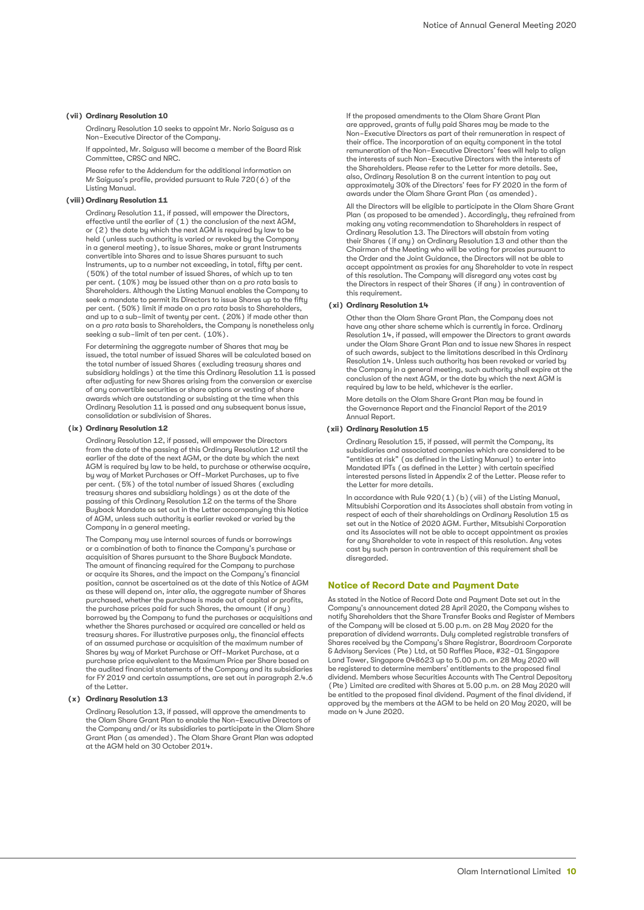**(vii) Ordinary Resolution 10**

Ordinary Resolution 10 seeks to appoint Mr. Norio Saigusa as a Non-Executive Director of the Company.

If appointed, Mr. Saigusa will become a member of the Board Risk Committee, CRSC and NRC.

Please refer to the Addendum for the additional information on Mr Saigusa's profile, provided pursuant to Rule 720(6) of the Listing Manual.

**(viii) Ordinary Resolution 11**

Ordinary Resolution 11, if passed, will empower the Directors, effective until the earlier of (1) the conclusion of the next AGM, or (2) the date by which the next AGM is required by law to be held (unless such authority is varied or revoked by the Company in a general meeting), to issue Shares, make or grant Instruments convertible into Shares and to issue Shares pursuant to such Instruments, up to a number not exceeding, in total, fifty per cent. (50%) of the total number of issued Shares, of which up to ten per cent. (10%) may be issued other than on a *pro rata* basis to Shareholders. Although the Listing Manual enables the Company to seek a mandate to permit its Directors to issue Shares up to the fifty per cent. (50%) limit if made on a *pro rata* basis to Shareholders, and up to a sub-limit of twenty per cent. (20%) if made other than on a *pro rata* basis to Shareholders, the Company is nonetheless only seeking a sub-limit of ten per cent. (10%).

For determining the aggregate number of Shares that may be issued, the total number of issued Shares will be calculated based on the total number of issued Shares (excluding treasury shares and subsidiary holdings) at the time this Ordinary Resolution 11 is passed after adjusting for new Shares arising from the conversion or exercise of any convertible securities or share options or vesting of share awards which are outstanding or subsisting at the time when this Ordinary Resolution 11 is passed and any subsequent bonus issue, consolidation or subdivision of Shares.

**(ix) Ordinary Resolution 12**

Ordinary Resolution 12, if passed, will empower the Directors from the date of the passing of this Ordinary Resolution 12 until the earlier of the date of the next AGM, or the date by which the next AGM is required by law to be held, to purchase or otherwise acquire, by way of Market Purchases or Off-Market Purchases, up to five per cent. (5%) of the total number of issued Shares (excluding treasury shares and subsidiary holdings) as at the date of the passing of this Ordinary Resolution 12 on the terms of the Share Buyback Mandate as set out in the Letter accompanying this Notice of AGM, unless such authority is earlier revoked or varied by the Company in a general meeting.

The Company may use internal sources of funds or borrowings or a combination of both to finance the Company's purchase or acquisition of Shares pursuant to the Share Buyback Mandate. The amount of financing required for the Company to purchase or acquire its Shares, and the impact on the Company's financial position, cannot be ascertained as at the date of this Notice of AGM as these will depend on, *inter alia*, the aggregate number of Shares purchased, whether the purchase is made out of capital or profits, the purchase prices paid for such Shares, the amount (if any) borrowed by the Company to fund the purchases or acquisitions and whether the Shares purchased or acquired are cancelled or held as treasury shares. For illustrative purposes only, the financial effects of an assumed purchase or acquisition of the maximum number of Shares by way of Market Purchase or Off-Market Purchase, at a purchase price equivalent to the Maximum Price per Share based on the audited financial statements of the Company and its subsidiaries for FY 2019 and certain assumptions, are set out in paragraph 2.4.6 of the Letter.

**(x) Ordinary Resolution 13**

Ordinary Resolution 13, if passed, will approve the amendments to the Olam Share Grant Plan to enable the Non-Executive Directors of the Company and/or its subsidiaries to participate in the Olam Share Grant Plan (as amended). The Olam Share Grant Plan was adopted at the AGM held on 30 October 2014.

If the proposed amendments to the Olam Share Grant Plan are approved, grants of fully paid Shares may be made to the Non-Executive Directors as part of their remuneration in respect of their office. The incorporation of an equity component in the total remuneration of the Non-Executive Directors' fees will help to align the interests of such Non-Executive Directors with the interests of the Shareholders. Please refer to the Letter for more details. See, also, Ordinary Resolution 8 on the current intention to pay out approximately 30% of the Directors' fees for FY 2020 in the form of awards under the Olam Share Grant Plan (as amended).

All the Directors will be eligible to participate in the Olam Share Grant Plan (as proposed to be amended). Accordingly, they refrained from making any voting recommendation to Shareholders in respect of Ordinary Resolution 13. The Directors will abstain from voting their Shares (if any) on Ordinary Resolution 13 and other than the Chairman of the Meeting who will be voting for proxies pursuant to the Order and the Joint Guidance, the Directors will not be able to accept appointment as proxies for any Shareholder to vote in respect of this resolution. The Company will disregard any votes cast by the Directors in respect of their Shares (if any) in contravention of this requirement.

**(xi) Ordinary Resolution 14**

Other than the Olam Share Grant Plan, the Company does not have any other share scheme which is currently in force. Ordinary Resolution 14, if passed, will empower the Directors to grant awards under the Olam Share Grant Plan and to issue new Shares in respect of such awards, subject to the limitations described in this Ordinary Resolution 14. Unless such authority has been revoked or varied by the Company in a general meeting, such authority shall expire at the conclusion of the next AGM, or the date by which the next AGM is required by law to be held, whichever is the earlier.

More details on the Olam Share Grant Plan may be found in the Governance Report and the Financial Report of the 2019 Annual Report.

**(xii) Ordinary Resolution 15**

Ordinary Resolution 15, if passed, will permit the Company, its subsidiaries and associated companies which are considered to be "entities at risk" (as defined in the Listing Manual) to enter into Mandated IPTs (as defined in the Letter) with certain specified interested persons listed in Appendix 2 of the Letter. Please refer to the Letter for more details.

In accordance with Rule 920(1)(b)(viii) of the Listing Manual, Mitsubishi Corporation and its Associates shall abstain from voting in respect of each of their shareholdings on Ordinary Resolution 15 as set out in the Notice of 2020 AGM. Further, Mitsubishi Corporation and its Associates will not be able to accept appointment as proxies for any Shareholder to vote in respect of this resolution. Any votes cast by such person in contravention of this requirement shall be disregarded.

## Notice of Record Date and Payment Date

As stated in the Notice of Record Date and Payment Date set out in the Company's announcement dated 28 April 2020, the Company wishes to notify Shareholders that the Share Transfer Books and Register of Members of the Company will be closed at 5.00 p.m. on 28 May 2020 for the preparation of dividend warrants. Duly completed registrable transfers of Shares received by the Company's Share Registrar, Boardroom Corporate & Advisory Services (Pte) Ltd, at 50 Raffles Place, #32-01 Singapore Land Tower, Singapore 048623 up to 5.00 p.m. on 28 May 2020 will be registered to determine members' entitlements to the proposed final dividend. Members whose Securities Accounts with The Central Depository (Pte) Limited are credited with Shares at 5.00 p.m. on 28 May 2020 will be entitled to the proposed final dividend. Payment of the final dividend, if approved by the members at the AGM to be held on 20 May 2020, will be made on 4 June 2020.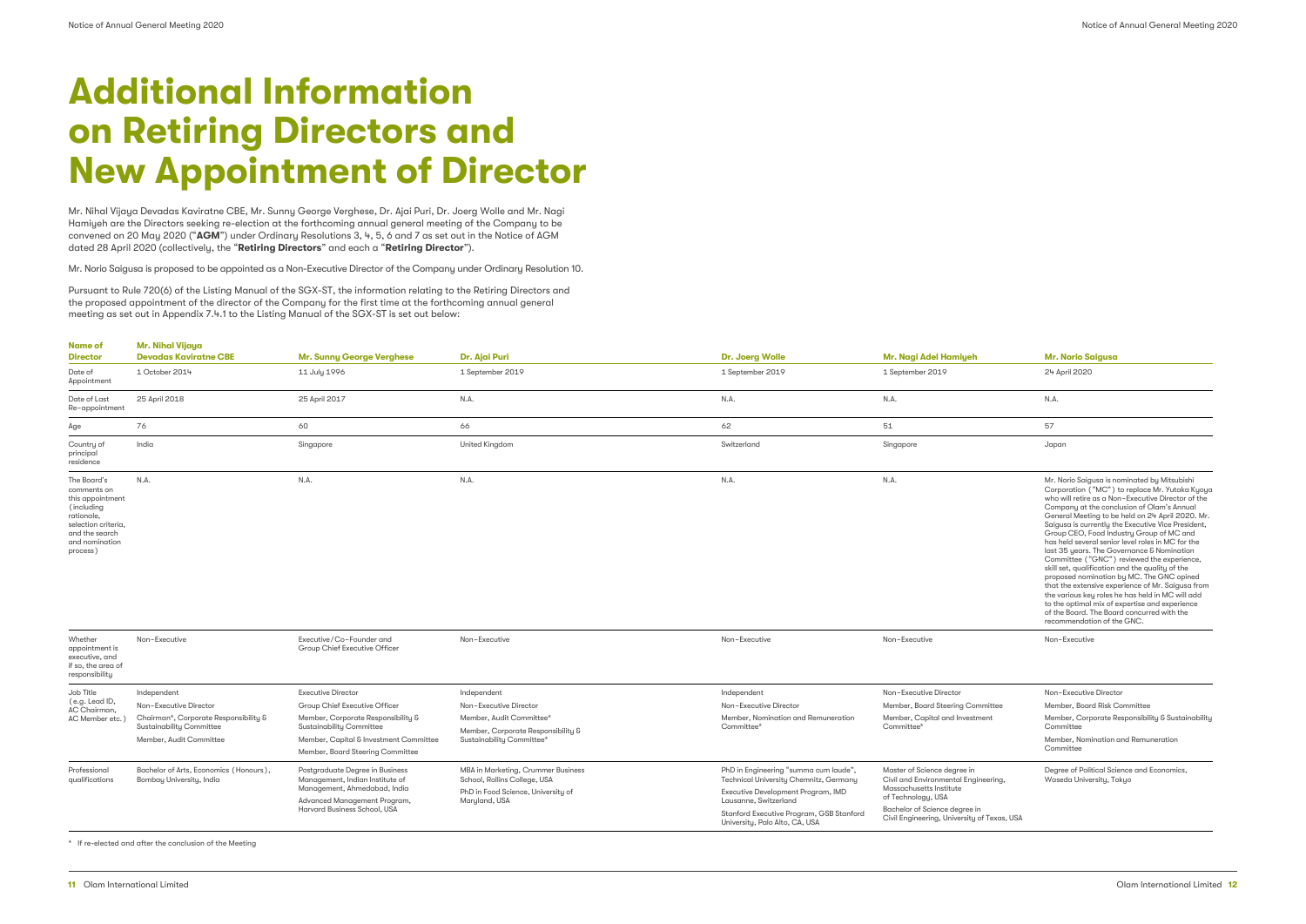# Additional Information on Retiring Directors and New Appointment of Director

Mr. Nihal Vijaya Devadas Kaviratne CBE, Mr. Sunny George Verghese, Dr. Ajai Puri, Dr. Joerg Wolle and Mr. Nagi Hamiyeh are the Directors seeking re-election at the forthcoming annual general meeting of the Company to be convened on 20 May 2020 ("**AGM**") under Ordinary Resolutions 3, 4, 5, 6 and 7 as set out in the Notice of AGM dated 28 April 2020 (collectively, the "**Retiring Directors**" and each a "**Retiring Director**").

Mr. Norio Saigusa is proposed to be appointed as a Non-Executive Director of the Company under Ordinary Resolution 10.

Pursuant to Rule 720(6) of the Listing Manual of the SGX-ST, the information relating to the Retiring Directors and the proposed appointment of the director of the Company for the first time at the forthcoming annual general meeting as set out in Appendix 7.4.1 to the Listing Manual of the SGX-ST is set out below:

| Name of Director | Mr. Nihal Vijaya Devadas Kaviratne CBE | Mr. Sunny George Verghese | Dr. Ajai Puri | Dr. Joerg Wolle | Mr. Nagi Adel Hamiyeh | Mr. Norio Saigusa |
|---|---|---|---|---|---|---|
| Date of Appointment | 1 October 2014 | 11 July 1996 | 1 September 2019 | 1 September 2019 | 1 September 2019 | 24 April 2020 |
| Date of Last Re-appointment | 25 April 2018 | 25 April 2017 | N.A. | N.A. | N.A. | N.A. |
| Age | 76 | 60 | 66 | 62 | 51 | 57 |
| Country of principal residence | India | Singapore | United Kingdom | Switzerland | Singapore | Japan |
| The Board's comments on this appointment (including rationale, selection criteria, and the search and nomination process) | N.A. | N.A. | N.A. | N.A. | N.A. | Mr. Norio Saigusa is nominated by Mitsubishi Corporation ("MC") to replace Mr. Yutaka Kyoya who will retire as a Non-Executive Director of the Company at the conclusion of Olam's Annual General Meeting to be held on 24 April 2020. Mr. Saigusa is currently the Executive Vice President, Group CEO, Food Industry Group of MC and has held several senior level roles in MC for the last 35 years. The Governance & Nomination Committee ("GNC") reviewed the experience, skill set, qualification and the quality of the proposed nomination by MC. The GNC opined that the extensive experience of Mr. Saigusa from the various key roles he has held in MC will add to the optimal mix of expertise and experience of the Board. The Board concurred with the recommendation of the GNC. |
| Whether appointment is executive, and if so, the area of responsibility | Non-Executive | Executive/Co-Founder and Group Chief Executive Officer | Non-Executive | Non-Executive | Non-Executive | Non-Executive |
| Job Title (e.g. Lead ID, AC Chairman, AC Member etc.) | Independent<br>Non-Executive Director<br>Chairman*, Corporate Responsibility & Sustainability Committee<br>Member, Audit Committee | Executive Director<br>Group Chief Executive Officer<br>Member, Corporate Responsibility & Sustainability Committee<br>Member, Capital & Investment Committee<br>Member, Board Steering Committee | Independent<br>Non-Executive Director<br>Member, Audit Committee*<br>Member, Corporate Responsibility & Sustainability Committee* | Independent<br>Non-Executive Director<br>Member, Nomination and Remuneration Committee* | Non-Executive Director<br>Member, Board Steering Committee<br>Member, Capital and Investment Committee* | Non-Executive Director<br>Member, Board Risk Committee<br>Member, Corporate Responsibility & Sustainability Committee<br>Member, Nomination and Remuneration Committee |
| Professional qualifications | Bachelor of Arts, Economics (Honours), Bombay University, India | Postgraduate Degree in Business Management, Indian Institute of Management, Ahmedabad, India<br>Advanced Management Program, Harvard Business School, USA | MBA in Marketing, Crummer Business School, Rollins College, USA<br>PhD in Food Science, University of Maryland, USA | PhD in Engineering "summa cum laude", Technical University Chemnitz, Germany<br>Executive Development Program, IMD Lausanne, Switzerland<br>Stanford Executive Program, GSB Stanford University, Palo Alto, CA, USA | Master of Science degree in Civil and Environmental Engineering, Massachusetts Institute of Technology, USA<br>Bachelor of Science degree in Civil Engineering, University of Texas, USA | Degree of Political Science and Economics, Waseda University, Tokyo |

\* If re-elected and after the conclusion of the Meeting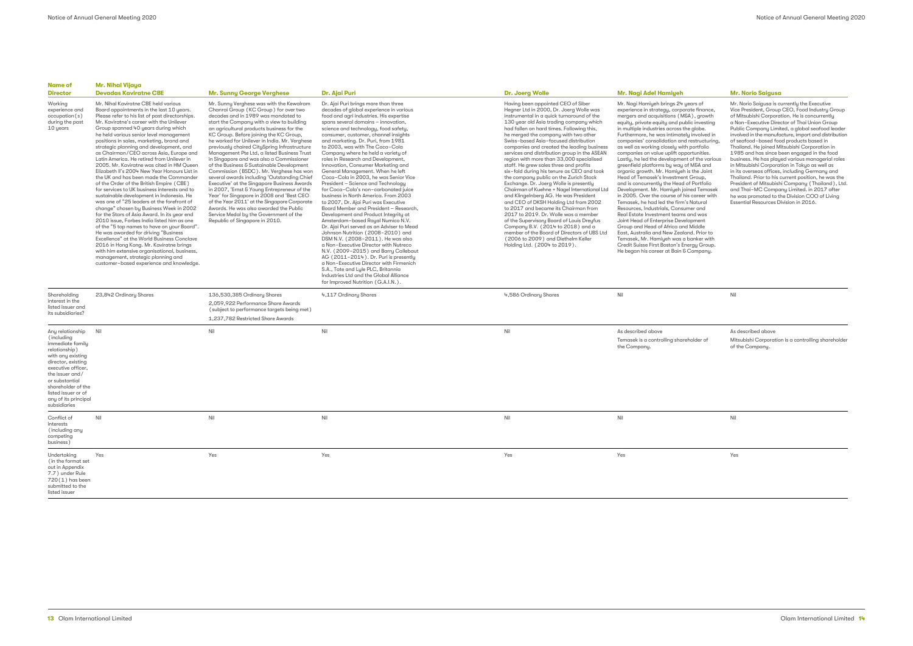| Name of Director | Mr. Nihal Vijaya Devadas Kaviratne CBE | Mr. Sunny George Verghese | Dr. Ajai Puri | Dr. Joerg Wolle | Mr. Nagi Adel Hamiyeh | Mr. Norio Saigusa |
|---|---|---|---|---|---|---|
| Working experience and occupation(s) during the past 10 years | Mr. Nihal Kaviratne CBE held various Board appointments in the last 10 years. Please refer to his list of past directorships. Mr. Kaviratne's career with the Unilever Group spanned 40 years during which he held various senior level management positions in sales, marketing, brand and strategic planning and development, and as Chairman/CEO across Asia, Europe and Latin America. He retired from Unilever in 2005. Mr. Kaviratne was cited in HM Queen Elizabeth II's 2004 New Year Honours List in the UK and has been made the Commander of the Order of the British Empire (CBE) for services to UK business interests and to sustainable development in Indonesia. He was one of "25 leaders at the forefront of change" chosen by Business Week in 2002 for the Stars of Asia Award. In its year end 2010 issue, Forbes India listed him as one of the "5 top names to have on your Board". He was awarded for driving "Business Excellence" at the World Business Conclave 2016 in Hong Kong. Mr. Kaviratne brings with him extensive organisational, business, management, strategic planning and customer-based experience and knowledge. | Mr. Sunny Verghese was with the Kewalram Chanrai Group (KC Group) for over two decades and in 1989 was mandated to start the Company with a view to building an agricultural products business for the KC Group. Before joining the KC Group, he worked for Unilever in India. Mr. Verghese previously chaired CitySpring Infrastructure Management Pte Ltd, a listed Business Trust in Singapore and was also a Commissioner of the Business & Sustainable Development Commission (BSDC). Mr. Verghese has won several awards including 'Outstanding Chief Executive' at the Singapore Business Awards in 2007, 'Ernst & Young Entrepreneur of the Year' for Singapore in 2008 and 'Best CEO of the Year 2011' at the Singapore Corporate Awards. He was also awarded the Public Service Medal by the Government of the Republic of Singapore in 2010. | Dr. Ajai Puri brings more than three decades of global experience in various food and agri industries. His expertise spans several domains – innovation, science and technology, food safety, consumer, customer, channel insights and marketing. Dr. Puri, from 1981 to 2003, was with The Coca-Cola Company where he held a variety of roles in Research and Development, Innovation, Consumer Marketing and General Management. When he left Coca-Cola in 2003, he was Senior Vice President – Science and Technology for Coca-Cola's non-carbonated juice business in North America. From 2003 to 2007, Dr. Ajai Puri was Executive Board Member and President – Research, Development and Product Integrity at Amsterdam-based Royal Numico N.V. Dr. Ajai Puri served as an Adviser to Mead Johnson Nutrition (2008-2010) and DSM N.V. (2008-2011). He was also a Non-Executive Director with Nutreco N.V. (2009-2015) and Barry Callebaut AG (2011-2014). Dr. Puri is presently a Non-Executive Director with Firmenich S.A., Tate and Lyle PLC, Britannia Industries Ltd and the Global Alliance for Improved Nutrition (G.A.I.N.). | Having been appointed CEO of Siber Hegner Ltd in 2000, Dr. Joerg Wolle was instrumental in a quick turnaround of the 130 year old Asia trading company which had fallen on hard times. Following this, he merged the company with two other Swiss-based Asia-focused distribution companies and created the leading business services and distribution group in the ASEAN region with more than 33,000 specialised staff. He grew sales three and profits six-fold during his tenure as CEO and took the company public on the Zurich Stock Exchange. Dr. Joerg Wolle is presently Chairman of Kuehne + Nagel International Ltd and Klingelnberg AG. He was President and CEO of DKSH Holding Ltd from 2002 to 2017 and became its Chairman from 2017 to 2019. Dr. Wolle was a member of the Supervisory Board of Louis Dreyfus Company B.V. (2014 to 2018) and a member of the Board of Directors of UBS Ltd (2006 to 2009) and Diethelm Keller Holding Ltd. (2004 to 2019). | Mr. Nagi Hamiyeh brings 24 years of experience in strategy, corporate finance, mergers and acquisitions (M&A), growth equity, private equity and public investing in multiple industries across the globe. Furthermore, he was intimately involved in companies' consolidation and restructuring, as well as working closely with portfolio companies on value uplift opportunities. Lastly, he led the development of the various greenfield platforms by way of M&A and organic growth. Mr. Hamiyeh is the Joint Head of Temasek's Investment Group, and is concurrently the Head of Portfolio Development. Mr. Hamiyeh joined Temasek in 2005. Over the course of his career with Temasek, he had led the firm's Natural Resources, Industrials, Consumer and Real Estate Investment teams and was Joint Head of Enterprise Development Group and Head of Africa and Middle East, Australia and New Zealand. Prior to Temasek, Mr. Hamiyeh was a banker with Credit Suisse First Boston's Energy Group. He began his career at Bain & Company. | Mr. Norio Saigusa is currently the Executive Vice President, Group CEO, Food Industry Group of Mitsubishi Corporation. He is concurrently a Non-Executive Director of Thai Union Group Public Company Limited, a global seafood leader involved in the manufacture, import and distribution of seafood-based food products based in Thailand. He joined Mitsubishi Corporation in 1985 and has since been engaged in the food business. He has played various managerial roles in Mitsubishi Corporation in Tokyo as well as in its overseas offices, including Germany and Thailand. Prior to his current position, he was the President of Mitsubishi Company (Thailand), Ltd. and Thai-MC Company Limited. in 2017 after he was promoted to the Division COO of Living Essential Resources Division in 2016. |
| Shareholding interest in the listed issuer and its subsidiaries? | 23,842 Ordinary Shares | 136,530,385 Ordinary Shares<br>2,059,922 Performance Share Awards (subject to performance targets being met)<br>1,237,782 Restricted Share Awards | 4,117 Ordinary Shares | 4,586 Ordinary Shares | Nil | Nil |
| Any relationship (including immediate family relationship) with any existing director, existing executive officer, the issuer and/or substantial shareholder of the listed issuer or of any of its principal subsidiaries | Nil | Nil | Nil | Nil | As described above<br>Temasek is a controlling shareholder of the Company. | As described above<br>Mitsubishi Corporation is a controlling shareholder of the Company. |
| Conflict of interests (including any competing business) | Nil | Nil | Nil | Nil | Nil | Nil |
| Undertaking (in the format set out in Appendix 7.7) under Rule 720(1) has been submitted to the listed issuer | Yes | Yes | Yes | Yes | Yes | Yes |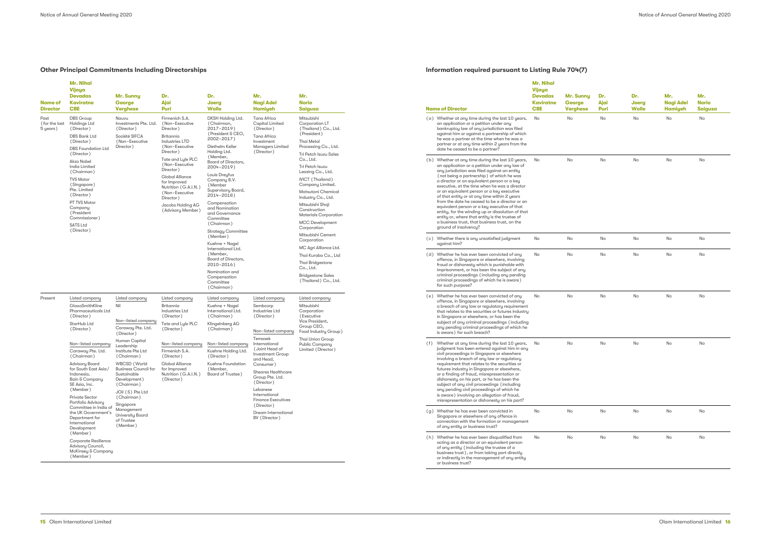## Other Principal Commitments Including Directorships

| Name of Director | Mr. Nihal Vijaya Devadas Kaviratne CBE | Mr. Sunny George Verghese | Dr. Ajai Puri | Dr. Joerg Wolle | Mr. Nagi Adel Hamiyeh | Mr. Norio Saigusa |
|---|---|---|---|---|---|---|
| Past (for the last 5 years) | DBS Group Holdings Ltd (Director)<br>DBS Bank Ltd (Director)<br>DBS Foundation Ltd (Director)<br>Akzo Nobel India Limited (Chairman)<br>TVS Motor (Singapore) Pte. Limited (Director)<br>PT TVS Motor Company (President Commissioner)<br>SATS Ltd (Director) | Nauvu Investments Pte. Ltd. (Director)<br>Société SIFCA (Non-Executive Director) | Firmenich S.A. (Non-Executive Director)<br>Britannia Industries LTD (Non-Executive Director)<br>Tate and Lyle PLC (Non-Executive Director)<br>Global Alliance for Improved Nutrition (G.A.I.N.) (Non-Executive Director)<br>Jacobs Holding AG (Advisory Member) | DKSH Holding Ltd. (Chairman, 2017–2019) (President & CEO, 2002–2017)<br>Diethelm Keller Holding Ltd. (Member, Board of Directors, 2004–2019)<br>Louis Dreyfus Company B.V. (Member Supervisory Board, 2014–2018)<br>Compensation and Nomination and Governance Committee (Chairman)<br>Strategy Committee (Member)<br>Kuehne + Nagel International Ltd. (Member, Board of Directors, 2010–2016)<br>Nomination and Compensation Committee (Chairman) | Tana Africa Capital Limited (Director)<br>Tana Africa Investment Managers Limited (Director) | Mitsubishi Corporation LT (Thailand) Co., Ltd. (President)<br>Thai Metal Processing Co., Ltd.<br>Tri Petch Isuzu Sales Co., Ltd.<br>Tri Petch Isuzu Leasing Co., Ltd.<br>IVICT (Thailand) Company Limited.<br>Matsutani Chemical Industry Co., Ltd.<br>Mitsubishi Shoji Construction Materials Corporation<br>MCC Development Corporation<br>Mitsubishi Cement Corporation<br>MC Agri Alliance Ltd.<br>Thai Kurabo Co., Ltd<br>Thai Bridgestone Co., Ltd.<br>Bridgestone Sales (Thailand) Co., Ltd. |
| Present | Listed company<br>GlaxoSmithKline Pharmaceuticals Ltd (Director)<br>StarHub Ltd (Director)<br><br>Non-listed company<br>Caraway Pte. Ltd. (Chairman)<br>Advisory Board for South East Asia/ Indonesia, Bain & Company SE Asia, Inc. (Member)<br>Private Sector Portfolio Advisory Committee in India of the UK Government's Department for International Development (Member)<br>Corporate Resilience Advisory Council, McKinsey & Company (Member) | Listed company<br>Nil<br><br>Non-listed company<br>Caraway Pte. Ltd. (Director)<br>Human Capital Leadership Institute Pte Ltd (Chairman)<br>WBCSD (World Business Council for Sustainable Development) (Chairman)<br>JOil (S) Pte Ltd (Chairman)<br>Singapore Management University Board of Trustee (Member) | Listed company<br>Britannia Industries Ltd (Director)<br>Tate and Lyle PLC (Director)<br><br>Non-listed company<br>Firmenich S.A. (Director)<br>Global Alliance for Improved Nutrition (G.A.I.N.) (Director) | Listed company<br>Kuehne + Nagel International Ltd. (Chairman)<br>Klingelnberg AG (Chairman)<br><br>Non-listed company<br>Kuehne Holding Ltd. (Director)<br>Kuehne Foundation (Member, Board of Trustee) | Listed company<br>Sembcorp Industries Ltd (Director)<br><br>Non-listed company<br>Temasek International (Joint Head of Investment Group and Head, Consumer)<br>Sheares Healthcare Group Pte. Ltd. (Director)<br>Lebanese International Finance Executives (Director)<br>Dream International BV (Director) | Listed company<br>Mitsubishi Corporation (Executive Vice President, Group CEO, Food Industry Group)<br>Thai Union Group Public Company Limited (Director) |

## Information required pursuant to Listing Rule 704(7)

| Name of Director | Mr. Nihal Vijaya Devadas Kaviratne CBE | Mr. Sunny George Verghese | Dr. Ajai Puri | Dr. Joerg Wolle | Mr. Nagi Adel Hamiyeh | Mr. Norio Saigusa |
|---|---|---|---|---|---|---|
| (a) Whether at any time during the last 10 years, an application or a petition under any bankruptcy law of any jurisdiction was filed against him or against a partnership of which he was a partner at the time when he was a partner or at any time within 2 years from the date he ceased to be a partner? | No | No | No | No | No | No |
| (b) Whether at any time during the last 10 years, an application or a petition under any law of any jurisdiction was filed against an entity (not being a partnership) of which he was a director or an equivalent person or a key executive, at the time when he was a director or an equivalent person or a key executive of that entity or at any time within 2 years from the date he ceased to be a director or an equivalent person or a key executive of that entity, for the winding up or dissolution of that entity or, where that entity is the trustee of a business trust, that business trust, on the ground of insolvency? | No | No | No | No | No | No |
| (c) Whether there is any unsatisfied judgment against him? | No | No | No | No | No | No |
| (d) Whether he has ever been convicted of any offence, in Singapore or elsewhere, involving fraud or dishonesty which is punishable with imprisonment, or has been the subject of any criminal proceedings (including any pending criminal proceedings of which he is aware) for such purpose? | No | No | No | No | No | No |
| (e) Whether he has ever been convicted of any offence, in Singapore or elsewhere, involving a breach of any law or regulatory requirement that relates to the securities or futures industry in Singapore or elsewhere, or has been the subject of any criminal proceedings (including any pending criminal proceedings of which he is aware) for such breach? | No | No | No | No | No | No |
| (f) Whether at any time during the last 10 years, judgment has been entered against him in any civil proceedings in Singapore or elsewhere involving a breach of any law or regulatory requirement that relates to the securities or futures industry in Singapore or elsewhere, or a finding of fraud, misrepresentation or dishonesty on his part, or he has been the subject of any civil proceedings (including any pending civil proceedings of which he is aware) involving an allegation of fraud, misrepresentation or dishonesty on his part? | No | No | No | No | No | No |
| (g) Whether he has ever been convicted in Singapore or elsewhere of any offence in connection with the formation or management of any entity or business trust? | No | No | No | No | No | No |
| (h) Whether he has ever been disqualified from acting as a director or an equivalent person of any entity (including the trustee of a business trust), or from taking part directly or indirectly in the management of any entity or business trust? | No | No | No | No | No | No |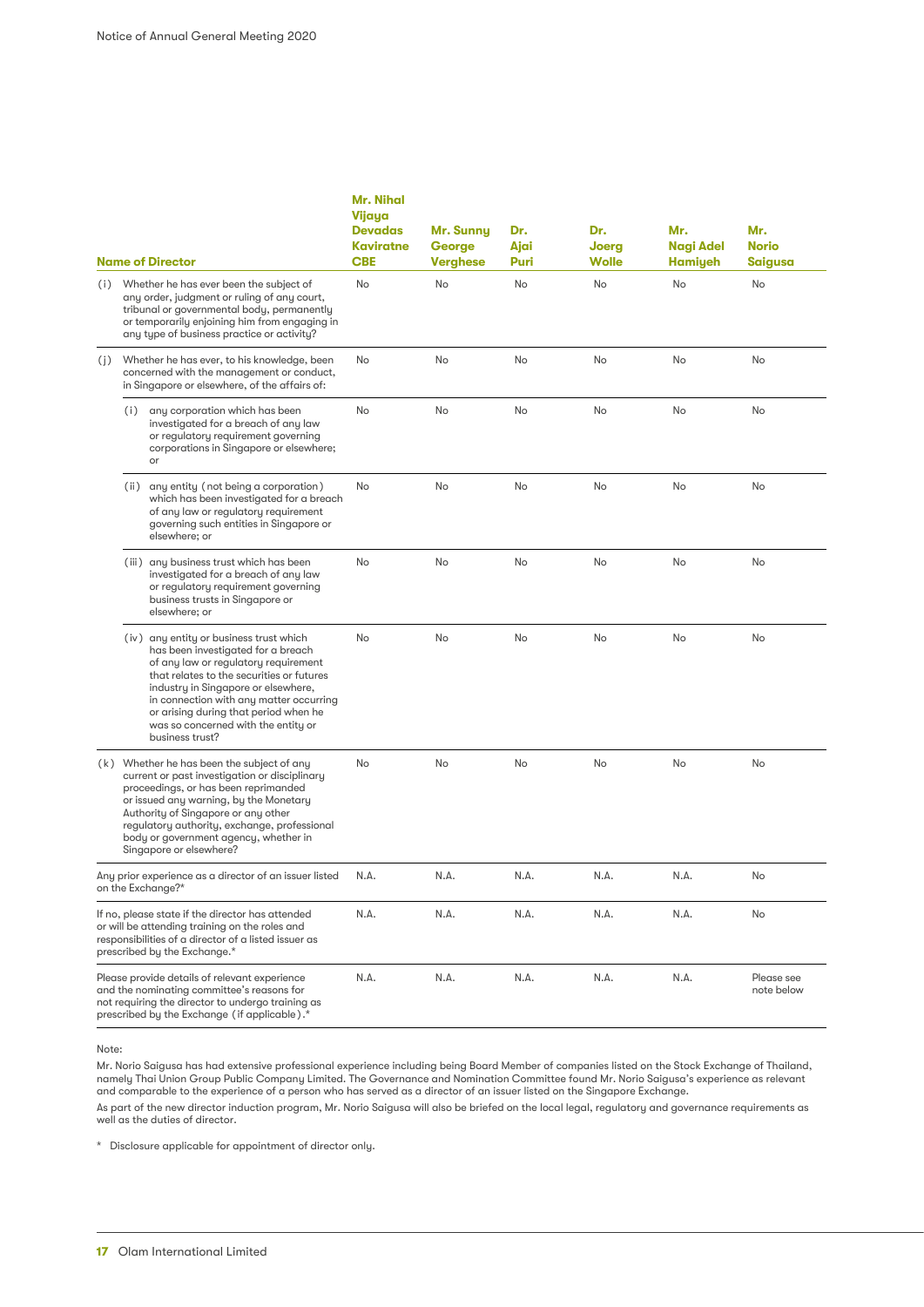| Name of Director | Mr. Nihal Vijaya Devadas Kaviratne CBE | Mr. Sunny George Verghese | Dr. Ajai Puri | Dr. Joerg Wolle | Mr. Nagi Adel Hamiyeh | Mr. Norio Saigusa |
|---|---|---|---|---|---|---|
| (i) Whether he has ever been the subject of any order, judgment or ruling of any court, tribunal or governmental body, permanently or temporarily enjoining him from engaging in any type of business practice or activity? | No | No | No | No | No | No |
| (j) Whether he has ever, to his knowledge, been concerned with the management or conduct, in Singapore or elsewhere, of the affairs of: | No | No | No | No | No | No |
| (i) any corporation which has been investigated for a breach of any law or regulatory requirement governing corporations in Singapore or elsewhere; or | No | No | No | No | No | No |
| (ii) any entity (not being a corporation) which has been investigated for a breach of any law or regulatory requirement governing such entities in Singapore or elsewhere; or | No | No | No | No | No | No |
| (iii) any business trust which has been investigated for a breach of any law or regulatory requirement governing business trusts in Singapore or elsewhere; or | No | No | No | No | No | No |
| (iv) any entity or business trust which has been investigated for a breach of any law or regulatory requirement that relates to the securities or futures industry in Singapore or elsewhere, in connection with any matter occurring or arising during that period when he was so concerned with the entity or business trust? | No | No | No | No | No | No |
| (k) Whether he has been the subject of any current or past investigation or disciplinary proceedings, or has been reprimanded or issued any warning, by the Monetary Authority of Singapore or any other regulatory authority, exchange, professional body or government agency, whether in Singapore or elsewhere? | No | No | No | No | No | No |
| Any prior experience as a director of an issuer listed on the Exchange?* | N.A. | N.A. | N.A. | N.A. | N.A. | No |
| If no, please state if the director has attended or will be attending training on the roles and responsibilities of a director of a listed issuer as prescribed by the Exchange.* | N.A. | N.A. | N.A. | N.A. | N.A. | No |
| Please provide details of relevant experience and the nominating committee's reasons for not requiring the director to undergo training as prescribed by the Exchange (if applicable).* | N.A. | N.A. | N.A. | N.A. | N.A. | Please see note below |

Note:

Mr. Norio Saigusa has had extensive professional experience including being Board Member of companies listed on the Stock Exchange of Thailand, namely Thai Union Group Public Company Limited. The Governance and Nomination Committee found Mr. Norio Saigusa's experience as relevant and comparable to the experience of a person who has served as a director of an issuer listed on the Singapore Exchange.

As part of the new director induction program, Mr. Norio Saigusa will also be briefed on the local legal, regulatory and governance requirements as well as the duties of director.

\* Disclosure applicable for appointment of director only.